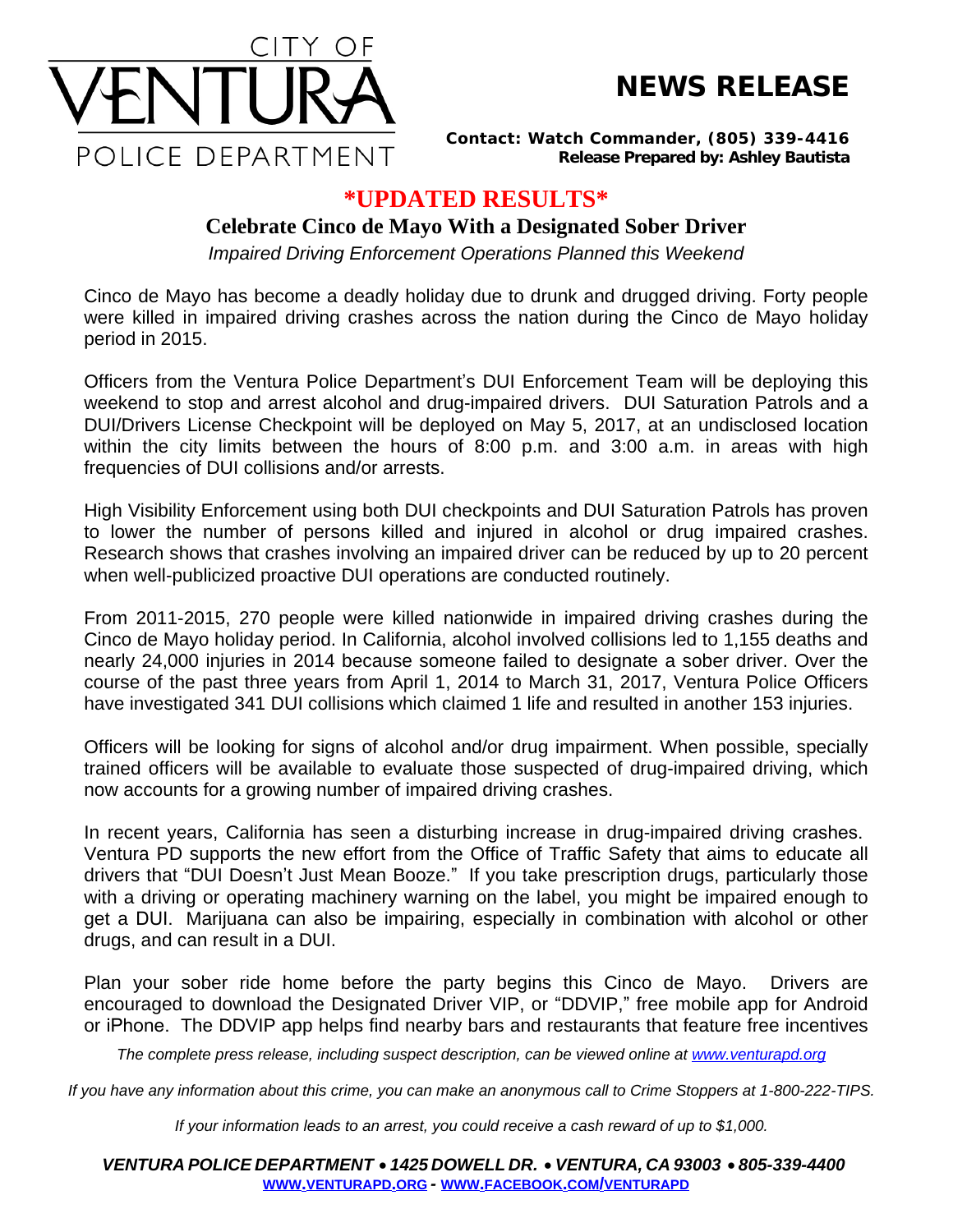CITY OF VENTURA POLICE DEPARTMENT

# NEWS RELEASE

**Contact: Watch Commander, (805) 339-4416**
**Release Prepared by: Ashley Bautista**

## \*UPDATED RESULTS\*

### Celebrate Cinco de Mayo With a Designated Sober Driver

*Impaired Driving Enforcement Operations Planned this Weekend*

Cinco de Mayo has become a deadly holiday due to drunk and drugged driving. Forty people were killed in impaired driving crashes across the nation during the Cinco de Mayo holiday period in 2015.

Officers from the Ventura Police Department's DUI Enforcement Team will be deploying this weekend to stop and arrest alcohol and drug-impaired drivers. DUI Saturation Patrols and a DUI/Drivers License Checkpoint will be deployed on May 5, 2017, at an undisclosed location within the city limits between the hours of 8:00 p.m. and 3:00 a.m. in areas with high frequencies of DUI collisions and/or arrests.

High Visibility Enforcement using both DUI checkpoints and DUI Saturation Patrols has proven to lower the number of persons killed and injured in alcohol or drug impaired crashes. Research shows that crashes involving an impaired driver can be reduced by up to 20 percent when well-publicized proactive DUI operations are conducted routinely.

From 2011-2015, 270 people were killed nationwide in impaired driving crashes during the Cinco de Mayo holiday period. In California, alcohol involved collisions led to 1,155 deaths and nearly 24,000 injuries in 2014 because someone failed to designate a sober driver. Over the course of the past three years from April 1, 2014 to March 31, 2017, Ventura Police Officers have investigated 341 DUI collisions which claimed 1 life and resulted in another 153 injuries.

Officers will be looking for signs of alcohol and/or drug impairment. When possible, specially trained officers will be available to evaluate those suspected of drug-impaired driving, which now accounts for a growing number of impaired driving crashes.

In recent years, California has seen a disturbing increase in drug-impaired driving crashes. Ventura PD supports the new effort from the Office of Traffic Safety that aims to educate all drivers that "DUI Doesn't Just Mean Booze." If you take prescription drugs, particularly those with a driving or operating machinery warning on the label, you might be impaired enough to get a DUI. Marijuana can also be impairing, especially in combination with alcohol or other drugs, and can result in a DUI.

Plan your sober ride home before the party begins this Cinco de Mayo. Drivers are encouraged to download the Designated Driver VIP, or "DDVIP," free mobile app for Android or iPhone. The DDVIP app helps find nearby bars and restaurants that feature free incentives

*The complete press release, including suspect description, can be viewed online at www.venturapd.org*

*If you have any information about this crime, you can make an anonymous call to Crime Stoppers at 1-800-222-TIPS.*

*If your information leads to an arrest, you could receive a cash reward of up to $1,000.*

***VENTURA POLICE DEPARTMENT • 1425 DOWELL DR. • VENTURA, CA 93003 • 805-339-4400***
**WWW.VENTURAPD.ORG - WWW.FACEBOOK.COM/VENTURAPD**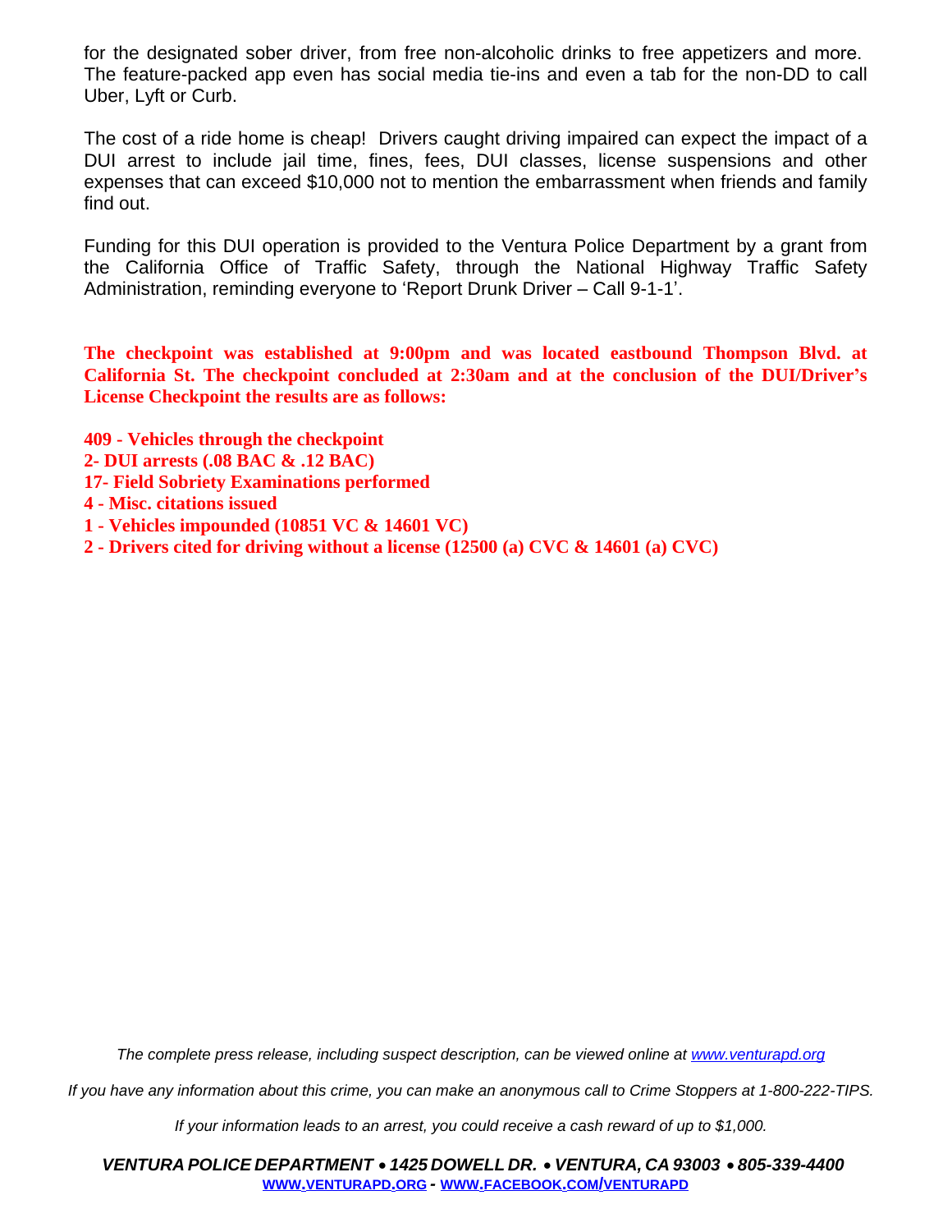for the designated sober driver, from free non-alcoholic drinks to free appetizers and more. The feature-packed app even has social media tie-ins and even a tab for the non-DD to call Uber, Lyft or Curb.

The cost of a ride home is cheap! Drivers caught driving impaired can expect the impact of a DUI arrest to include jail time, fines, fees, DUI classes, license suspensions and other expenses that can exceed $10,000 not to mention the embarrassment when friends and family find out.

Funding for this DUI operation is provided to the Ventura Police Department by a grant from the California Office of Traffic Safety, through the National Highway Traffic Safety Administration, reminding everyone to 'Report Drunk Driver – Call 9-1-1'.

**The checkpoint was established at 9:00pm and was located eastbound Thompson Blvd. at California St. The checkpoint concluded at 2:30am and at the conclusion of the DUI/Driver's License Checkpoint the results are as follows:**

**409 - Vehicles through the checkpoint**
**2- DUI arrests (.08 BAC & .12 BAC)**
**17- Field Sobriety Examinations performed**
**4 - Misc. citations issued**
**1 - Vehicles impounded (10851 VC & 14601 VC)**
**2 - Drivers cited for driving without a license (12500 (a) CVC & 14601 (a) CVC)**

*The complete press release, including suspect description, can be viewed online at www.venturapd.org*

*If you have any information about this crime, you can make an anonymous call to Crime Stoppers at 1-800-222-TIPS.*

*If your information leads to an arrest, you could receive a cash reward of up to $1,000.*

***VENTURA POLICE DEPARTMENT • 1425 DOWELL DR. • VENTURA, CA 93003 • 805-339-4400***
**WWW.VENTURAPD.ORG - WWW.FACEBOOK.COM/VENTURAPD**